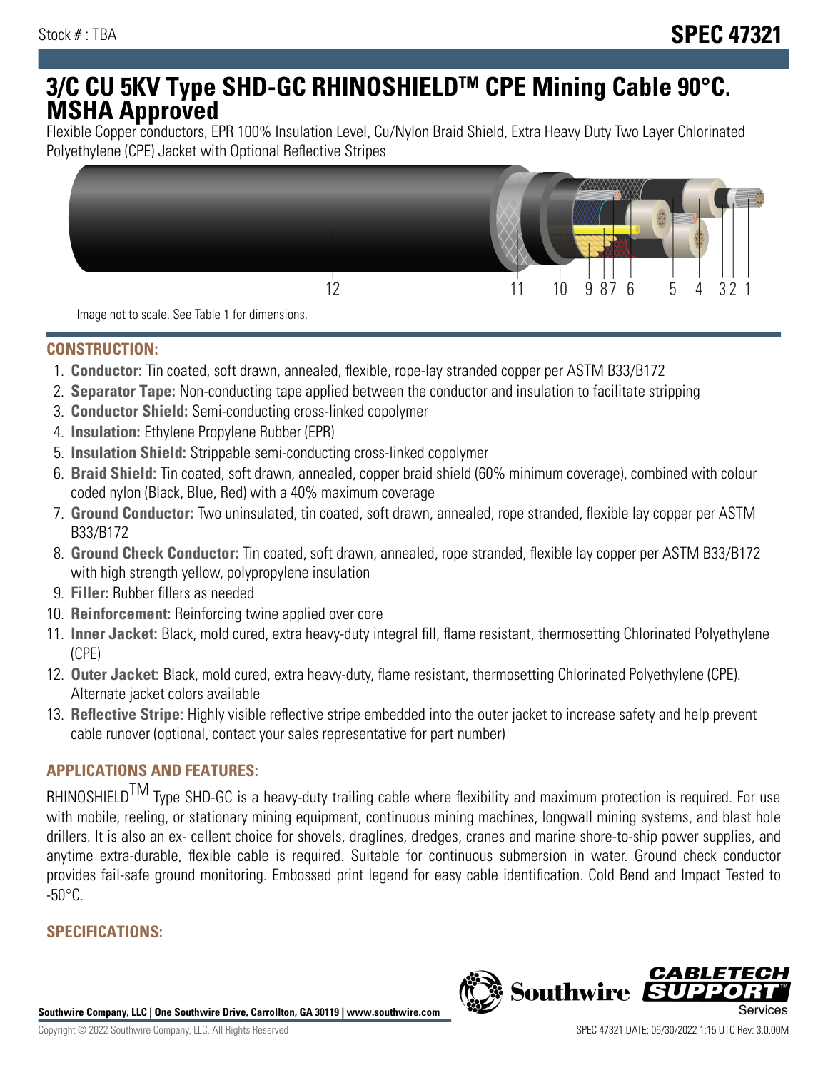Stock # : TBA

# SPEC 47321

# 3/C CU 5KV Type SHD-GC RHINOSHIELDTM CPE Mining Cable 90°C. MSHA Approved

Flexible Copper conductors, EPR 100% Insulation Level, Cu/Nylon Braid Shield, Extra Heavy Duty Two Layer Chlorinated Polyethylene (CPE) Jacket with Optional Reflective Stripes

12 11 10 9 8 7 6 5 4 3 2 1

Image not to scale. See Table 1 for dimensions.

## CONSTRUCTION:

1. **Conductor:** Tin coated, soft drawn, annealed, flexible, rope-lay stranded copper per ASTM B33/B172
2. **Separator Tape:** Non-conducting tape applied between the conductor and insulation to facilitate stripping
3. **Conductor Shield:** Semi-conducting cross-linked copolymer
4. **Insulation:** Ethylene Propylene Rubber (EPR)
5. **Insulation Shield:** Strippable semi-conducting cross-linked copolymer
6. **Braid Shield:** Tin coated, soft drawn, annealed, copper braid shield (60% minimum coverage), combined with colour coded nylon (Black, Blue, Red) with a 40% maximum coverage
7. **Ground Conductor:** Two uninsulated, tin coated, soft drawn, annealed, rope stranded, flexible lay copper per ASTM B33/B172
8. **Ground Check Conductor:** Tin coated, soft drawn, annealed, rope stranded, flexible lay copper per ASTM B33/B172 with high strength yellow, polypropylene insulation
9. **Filler:** Rubber fillers as needed
10. **Reinforcement:** Reinforcing twine applied over core
11. **Inner Jacket:** Black, mold cured, extra heavy-duty integral fill, flame resistant, thermosetting Chlorinated Polyethylene (CPE)
12. **Outer Jacket:** Black, mold cured, extra heavy-duty, flame resistant, thermosetting Chlorinated Polyethylene (CPE). Alternate jacket colors available
13. **Reflective Stripe:** Highly visible reflective stripe embedded into the outer jacket to increase safety and help prevent cable runover (optional, contact your sales representative for part number)

## APPLICATIONS AND FEATURES:

RHINOSHIELDTM Type SHD-GC is a heavy-duty trailing cable where flexibility and maximum protection is required. For use with mobile, reeling, or stationary mining equipment, continuous mining machines, longwall mining systems, and blast hole drillers. It is also an ex- cellent choice for shovels, draglines, dredges, cranes and marine shore-to-ship power supplies, and anytime extra-durable, flexible cable is required. Suitable for continuous submersion in water. Ground check conductor provides fail-safe ground monitoring. Embossed print legend for easy cable identification. Cold Bend and Impact Tested to -50°C.

## SPECIFICATIONS: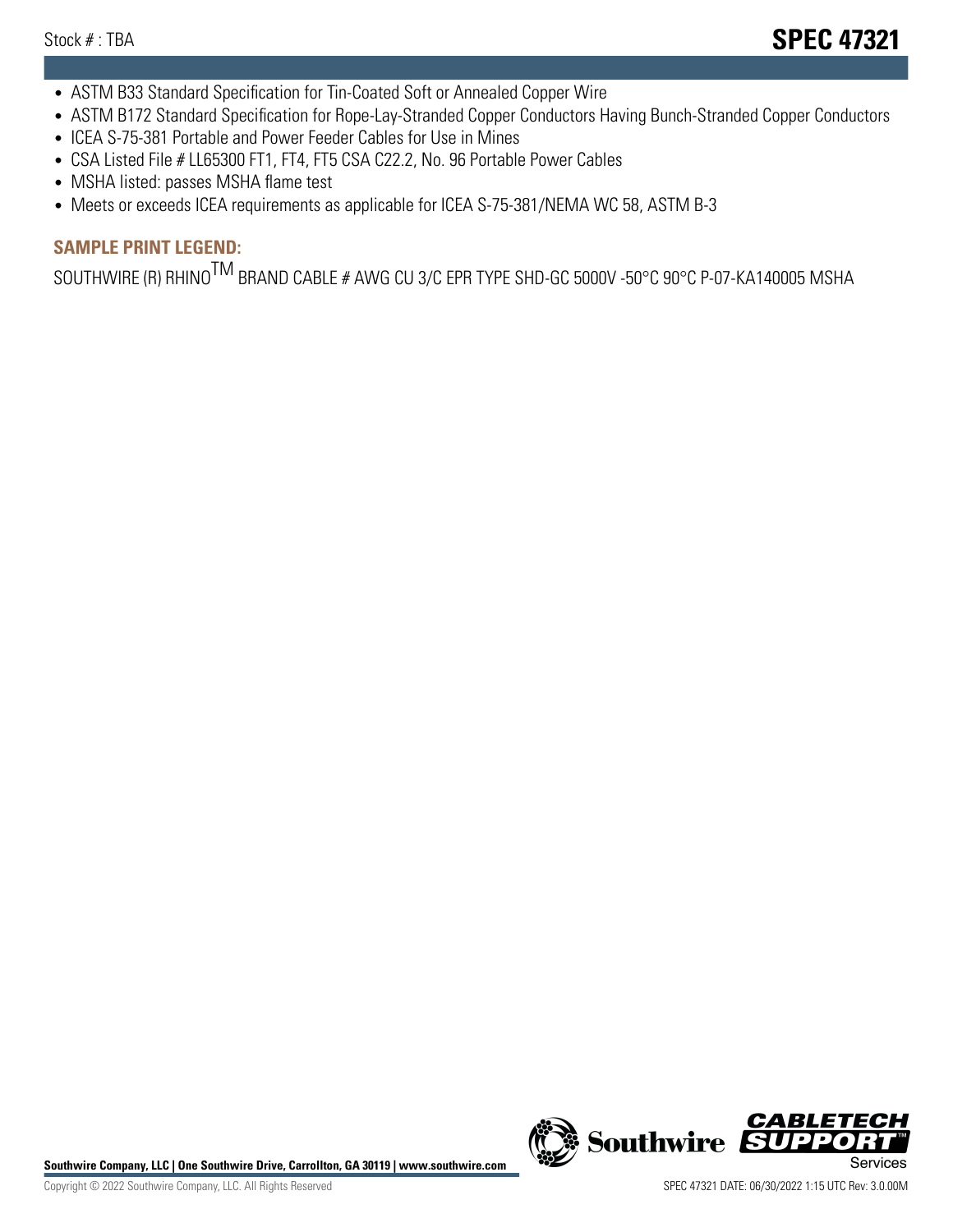- ASTM B33 Standard Specification for Tin-Coated Soft or Annealed Copper Wire
- ASTM B172 Standard Specification for Rope-Lay-Stranded Copper Conductors Having Bunch-Stranded Copper Conductors
- ICEA S-75-381 Portable and Power Feeder Cables for Use in Mines
- CSA Listed File # LL65300 FT1, FT4, FT5 CSA C22.2, No. 96 Portable Power Cables
- MSHA listed: passes MSHA flame test
- Meets or exceeds ICEA requirements as applicable for ICEA S-75-381/NEMA WC 58, ASTM B-3

## SAMPLE PRINT LEGEND:

SOUTHWIRE (R) RHINO™ BRAND CABLE # AWG CU 3/C EPR TYPE SHD-GC 5000V -50°C 90°C P-07-KA140005 MSHA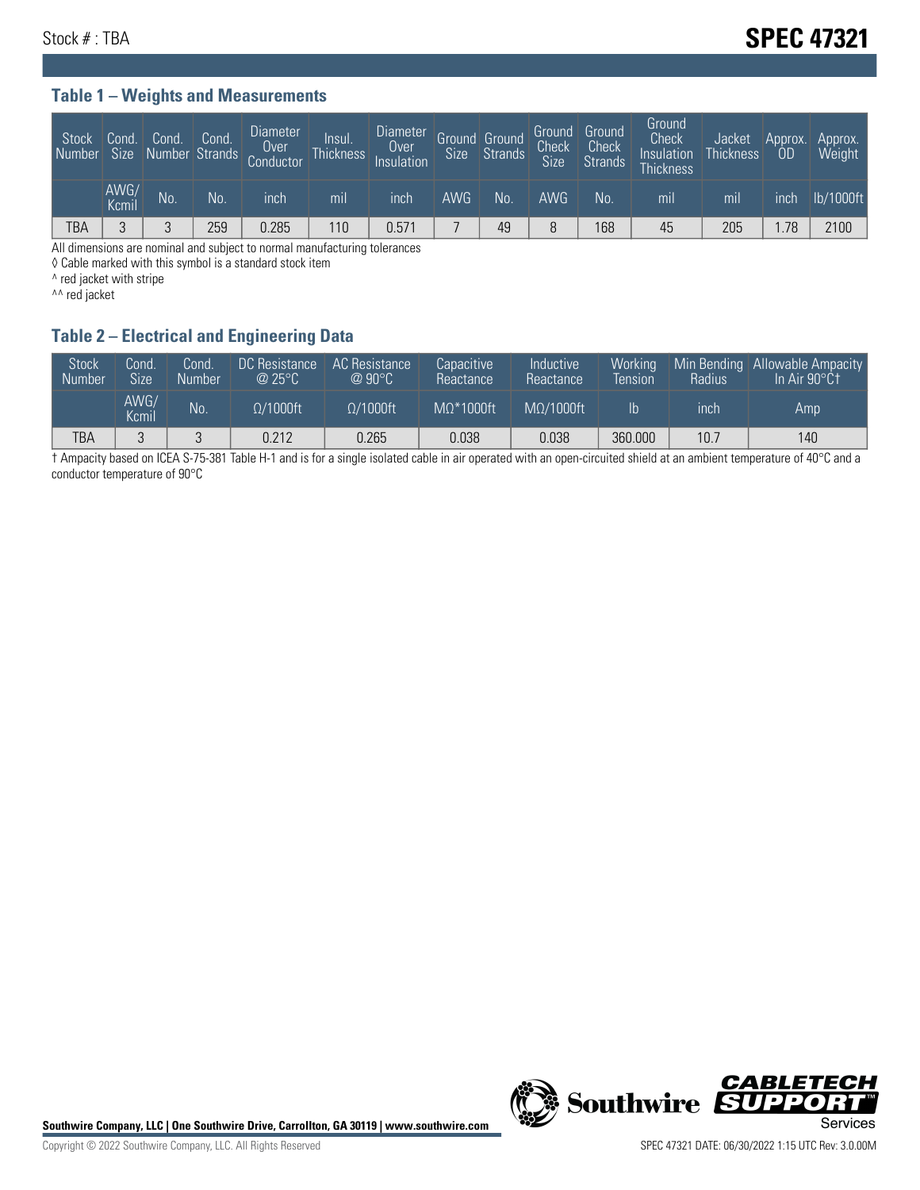Stock # : TBA

# SPEC 47321

### Table 1 – Weights and Measurements

| Stock Number | Cond. Size | Cond. Number | Cond. Strands | Diameter Over Conductor | Insul. Thickness | Diameter Over Insulation | Ground Size | Ground Strands | Ground Check Size | Ground Check Strands | Ground Check Insulation Thickness | Jacket Thickness | Approx. OD | Approx. Weight |
|---|---|---|---|---|---|---|---|---|---|---|---|---|---|---|
| | AWG/ Kcmil | No. | No. | inch | mil | inch | AWG | No. | AWG | No. | mil | mil | inch | lb/1000ft |
| TBA | 3 | 3 | 259 | 0.285 | 110 | 0.571 | 7 | 49 | 8 | 168 | 45 | 205 | 1.78 | 2100 |

All dimensions are nominal and subject to normal manufacturing tolerances

◊ Cable marked with this symbol is a standard stock item

^ red jacket with stripe

^^ red jacket

### Table 2 – Electrical and Engineering Data

| Stock Number | Cond. Size | Cond. Number | DC Resistance @ 25°C | AC Resistance @ 90°C | Capacitive Reactance | Inductive Reactance | Working Tension | Min Bending Radius | Allowable Ampacity In Air 90°C† |
|---|---|---|---|---|---|---|---|---|---|
| | AWG/ Kcmil | No. | Ω/1000ft | Ω/1000ft | MΩ*1000ft | MΩ/1000ft | lb | inch | Amp |
| TBA | 3 | 3 | 0.212 | 0.265 | 0.038 | 0.038 | 360.000 | 10.7 | 140 |

† Ampacity based on ICEA S-75-381 Table H-1 and is for a single isolated cable in air operated with an open-circuited shield at an ambient temperature of 40°C and a conductor temperature of 90°C

**Southwire Company, LLC | One Southwire Drive, Carrollton, GA 30119 | www.southwire.com**

Copyright © 2022 Southwire Company, LLC. All Rights Reserved

SPEC 47321 DATE: 06/30/2022 1:15 UTC Rev: 3.0.00M